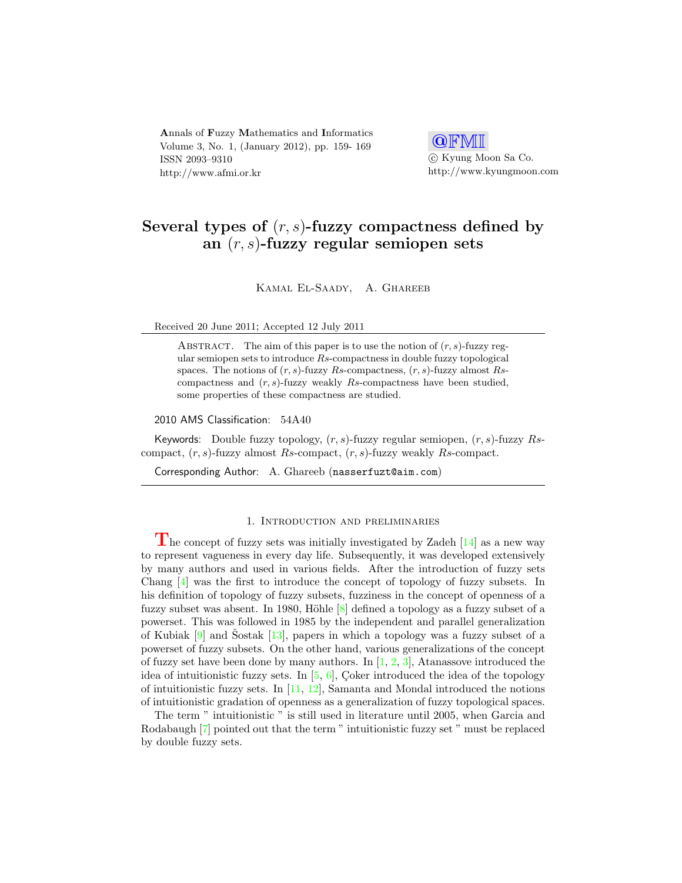Annals of Fuzzy Mathematics and Informatics
Volume 3, No. 1, (January 2012), pp. 159- 169
ISSN 2093–9310
http://www.afmi.or.kr

@FMI
© Kyung Moon Sa Co.
http://www.kyungmoon.com

# Several types of $(r, s)$-fuzzy compactness defined by an $(r, s)$-fuzzy regular semiopen sets

Kamal El-Saady, A. Ghareeb

Received 20 June 2011; Accepted 12 July 2011

Abstract. The aim of this paper is to use the notion of $(r, s)$-fuzzy regular semiopen sets to introduce $Rs$-compactness in double fuzzy topological spaces. The notions of $(r, s)$-fuzzy $Rs$-compactness, $(r, s)$-fuzzy almost $Rs$-compactness and $(r, s)$-fuzzy weakly $Rs$-compactness have been studied, some properties of these compactness are studied.

2010 AMS Classification: 54A40

Keywords: Double fuzzy topology, $(r, s)$-fuzzy regular semiopen, $(r, s)$-fuzzy $Rs$-compact, $(r, s)$-fuzzy almost $Rs$-compact, $(r, s)$-fuzzy weakly $Rs$-compact.

Corresponding Author: A. Ghareeb (nasserfuzt@aim.com)

## 1. Introduction and preliminaries

The concept of fuzzy sets was initially investigated by Zadeh [14] as a new way to represent vagueness in every day life. Subsequently, it was developed extensively by many authors and used in various fields. After the introduction of fuzzy sets Chang [4] was the first to introduce the concept of topology of fuzzy subsets. In his definition of topology of fuzzy subsets, fuzziness in the concept of openness of a fuzzy subset was absent. In 1980, Höhle [8] defined a topology as a fuzzy subset of a powerset. This was followed in 1985 by the independent and parallel generalization of Kubiak [9] and Šostak [13], papers in which a topology was a fuzzy subset of a powerset of fuzzy subsets. On the other hand, various generalizations of the concept of fuzzy set have been done by many authors. In [1, 2, 3], Atanassove introduced the idea of intuitionistic fuzzy sets. In [5, 6], Çoker introduced the idea of the topology of intuitionistic fuzzy sets. In [11, 12], Samanta and Mondal introduced the notions of intuitionistic gradation of openness as a generalization of fuzzy topological spaces.

The term " intuitionistic " is still used in literature until 2005, when Garcia and Rodabaugh [7] pointed out that the term " intuitionistic fuzzy set " must be replaced by double fuzzy sets.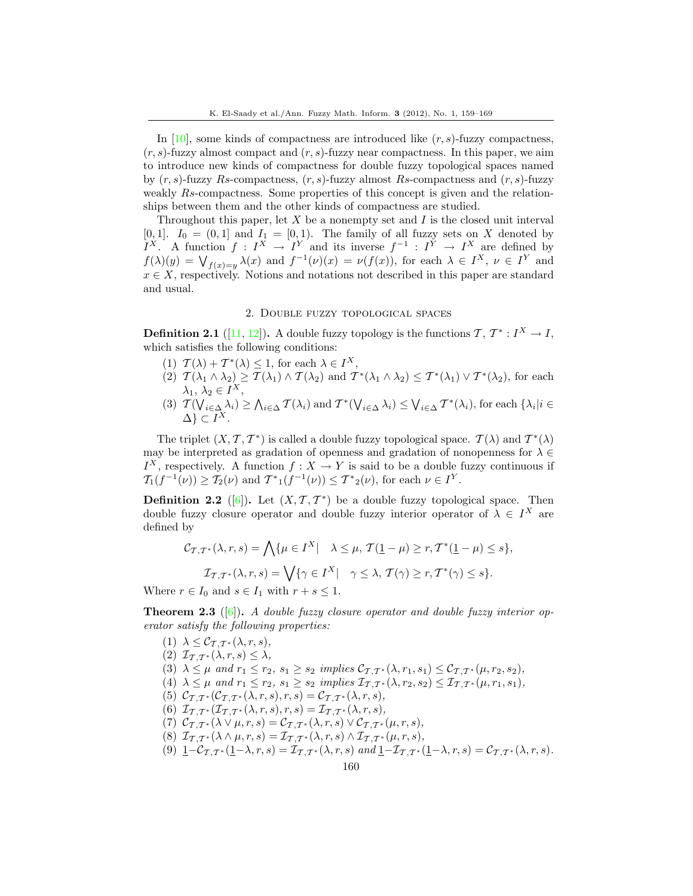In [10], some kinds of compactness are introduced like $(r, s)$-fuzzy compactness, $(r, s)$-fuzzy almost compact and $(r, s)$-fuzzy near compactness. In this paper, we aim to introduce new kinds of compactness for double fuzzy topological spaces named by $(r, s)$-fuzzy $Rs$-compactness, $(r, s)$-fuzzy almost $Rs$-compactness and $(r, s)$-fuzzy weakly $Rs$-compactness. Some properties of this concept is given and the relationships between them and the other kinds of compactness are studied.

Throughout this paper, let $X$ be a nonempty set and $I$ is the closed unit interval $[0, 1]$. $I_0 = (0, 1]$ and $I_1 = [0, 1)$. The family of all fuzzy sets on $X$ denoted by $I^X$. A function $f : I^X \to I^Y$ and its inverse $f^{-1} : I^Y \to I^X$ are defined by $f(\lambda)(y) = \bigvee_{f(x)=y} \lambda(x)$ and $f^{-1}(\nu)(x) = \nu(f(x))$, for each $\lambda \in I^X$, $\nu \in I^Y$ and $x \in X$, respectively. Notions and notations not described in this paper are standard and usual.

## 2. Double fuzzy topological spaces

**Definition 2.1** ([11, 12])**.** A double fuzzy topology is the functions $\mathcal{T}$, $\mathcal{T}^* : I^X \to I$, which satisfies the following conditions:

1. $\mathcal{T}(\lambda) + \mathcal{T}^*(\lambda) \leq 1$, for each $\lambda \in I^X$,
2. $\mathcal{T}(\lambda_1 \wedge \lambda_2) \geq \mathcal{T}(\lambda_1) \wedge \mathcal{T}(\lambda_2)$ and $\mathcal{T}^*(\lambda_1 \wedge \lambda_2) \leq \mathcal{T}^*(\lambda_1) \vee \mathcal{T}^*(\lambda_2)$, for each $\lambda_1, \lambda_2 \in I^X$,
3. $\mathcal{T}(\bigvee_{i\in\Delta} \lambda_i) \geq \bigwedge_{i\in\Delta} \mathcal{T}(\lambda_i)$ and $\mathcal{T}^*(\bigvee_{i\in\Delta} \lambda_i) \leq \bigvee_{i\in\Delta} \mathcal{T}^*(\lambda_i)$, for each $\{\lambda_i | i \in \Delta\} \subset I^X$.

The triplet $(X, \mathcal{T}, \mathcal{T}^*)$ is called a double fuzzy topological space. $\mathcal{T}(\lambda)$ and $\mathcal{T}^*(\lambda)$ may be interpreted as gradation of openness and gradation of nonopenness for $\lambda \in I^X$, respectively. A function $f : X \to Y$ is said to be a double fuzzy continuous if $\mathcal{T}_1(f^{-1}(\nu)) \geq \mathcal{T}_2(\nu)$ and ${\mathcal{T}^*}_1(f^{-1}(\nu)) \leq {\mathcal{T}^*}_2(\nu)$, for each $\nu \in I^Y$.

**Definition 2.2** ([6])**.** Let $(X, \mathcal{T}, \mathcal{T}^*)$ be a double fuzzy topological space. Then double fuzzy closure operator and double fuzzy interior operator of $\lambda \in I^X$ are defined by

$$\mathcal{C}_{\mathcal{T},\mathcal{T}^*}(\lambda, r, s) = \bigwedge\{\mu \in I^X | \quad \lambda \leq \mu,\ \mathcal{T}(\underline{1} - \mu) \geq r, \mathcal{T}^*(\underline{1} - \mu) \leq s\},$$

$$\mathcal{I}_{\mathcal{T},\mathcal{T}^*}(\lambda, r, s) = \bigvee\{\gamma \in I^X | \quad \gamma \leq \lambda,\ \mathcal{T}(\gamma) \geq r, \mathcal{T}^*(\gamma) \leq s\}.$$

Where $r \in I_0$ and $s \in I_1$ with $r + s \leq 1$.

**Theorem 2.3** ([6])**.** *A double fuzzy closure operator and double fuzzy interior operator satisfy the following properties:*

1. $\lambda \leq \mathcal{C}_{\mathcal{T},\mathcal{T}^*}(\lambda, r, s)$,
2. $\mathcal{I}_{\mathcal{T},\mathcal{T}^*}(\lambda, r, s) \leq \lambda$,
3. $\lambda \leq \mu$ *and* $r_1 \leq r_2$, $s_1 \geq s_2$ *implies* $\mathcal{C}_{\mathcal{T},\mathcal{T}^*}(\lambda, r_1, s_1) \leq \mathcal{C}_{\mathcal{T},\mathcal{T}^*}(\mu, r_2, s_2)$,
4. $\lambda \leq \mu$ *and* $r_1 \leq r_2$, $s_1 \geq s_2$ *implies* $\mathcal{I}_{\mathcal{T},\mathcal{T}^*}(\lambda, r_2, s_2) \leq \mathcal{I}_{\mathcal{T},\mathcal{T}^*}(\mu, r_1, s_1)$,
5. $\mathcal{C}_{\mathcal{T},\mathcal{T}^*}(\mathcal{C}_{\mathcal{T},\mathcal{T}^*}(\lambda, r, s), r, s) = \mathcal{C}_{\mathcal{T},\mathcal{T}^*}(\lambda, r, s)$,
6. $\mathcal{I}_{\mathcal{T},\mathcal{T}^*}(\mathcal{I}_{\mathcal{T},\mathcal{T}^*}(\lambda, r, s), r, s) = \mathcal{I}_{\mathcal{T},\mathcal{T}^*}(\lambda, r, s)$,
7. $\mathcal{C}_{\mathcal{T},\mathcal{T}^*}(\lambda \vee \mu, r, s) = \mathcal{C}_{\mathcal{T},\mathcal{T}^*}(\lambda, r, s) \vee \mathcal{C}_{\mathcal{T},\mathcal{T}^*}(\mu, r, s)$,
8. $\mathcal{I}_{\mathcal{T},\mathcal{T}^*}(\lambda \wedge \mu, r, s) = \mathcal{I}_{\mathcal{T},\mathcal{T}^*}(\lambda, r, s) \wedge \mathcal{I}_{\mathcal{T},\mathcal{T}^*}(\mu, r, s)$,
9. $\underline{1} - \mathcal{C}_{\mathcal{T},\mathcal{T}^*}(\underline{1} - \lambda, r, s) = \mathcal{I}_{\mathcal{T},\mathcal{T}^*}(\lambda, r, s)$ *and* $\underline{1} - \mathcal{I}_{\mathcal{T},\mathcal{T}^*}(\underline{1} - \lambda, r, s) = \mathcal{C}_{\mathcal{T},\mathcal{T}^*}(\lambda, r, s)$.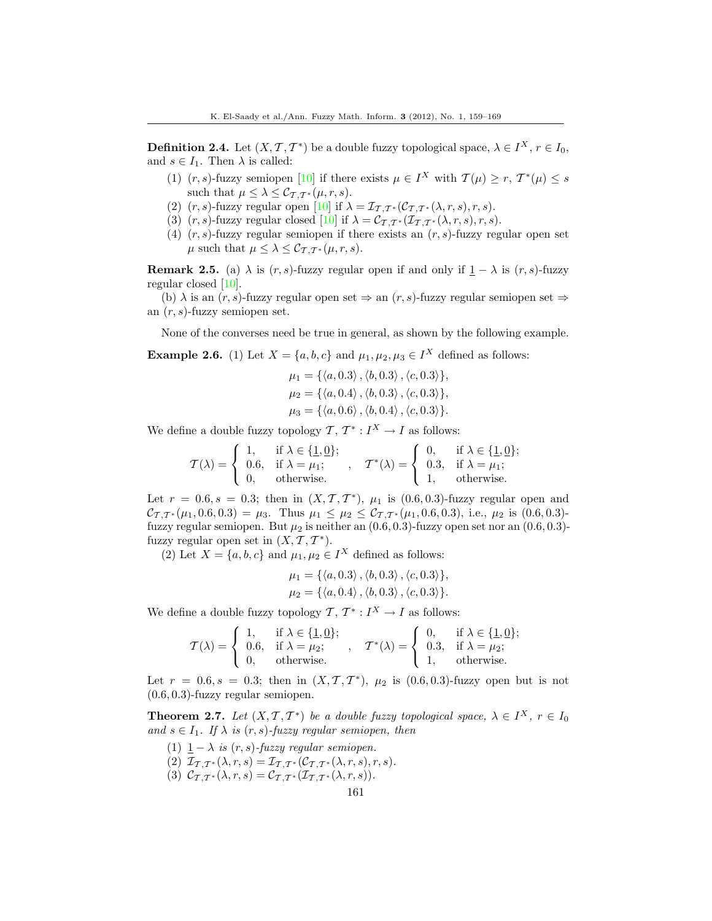**Definition 2.4.** Let $(X, \mathcal{T}, \mathcal{T}^*)$ be a double fuzzy topological space, $\lambda \in I^X$, $r \in I_0$, and $s \in I_1$. Then $\lambda$ is called:

1. $(r,s)$-fuzzy semiopen [10] if there exists $\mu \in I^X$ with $\mathcal{T}(\mu) \geq r$, $\mathcal{T}^*(\mu) \leq s$ such that $\mu \leq \lambda \leq \mathcal{C}_{\mathcal{T},\mathcal{T}^*}(\mu, r, s)$.
2. $(r,s)$-fuzzy regular open [10] if $\lambda = \mathcal{I}_{\mathcal{T},\mathcal{T}^*}(\mathcal{C}_{\mathcal{T},\mathcal{T}^*}(\lambda, r, s), r, s)$.
3. $(r,s)$-fuzzy regular closed [10] if $\lambda = \mathcal{C}_{\mathcal{T},\mathcal{T}^*}(\mathcal{I}_{\mathcal{T},\mathcal{T}^*}(\lambda, r, s), r, s)$.
4. $(r,s)$-fuzzy regular semiopen if there exists an $(r,s)$-fuzzy regular open set $\mu$ such that $\mu \leq \lambda \leq \mathcal{C}_{\mathcal{T},\mathcal{T}^*}(\mu, r, s)$.

**Remark 2.5.** (a) $\lambda$ is $(r,s)$-fuzzy regular open if and only if $\underline{1} - \lambda$ is $(r,s)$-fuzzy regular closed [10].

(b) $\lambda$ is an $(r,s)$-fuzzy regular open set $\Rightarrow$ an $(r,s)$-fuzzy regular semiopen set $\Rightarrow$ an $(r,s)$-fuzzy semiopen set.

None of the converses need be true in general, as shown by the following example.

**Example 2.6.** (1) Let $X = \{a, b, c\}$ and $\mu_1, \mu_2, \mu_3 \in I^X$ defined as follows:

$$\mu_1 = \{\langle a, 0.3\rangle, \langle b, 0.3\rangle, \langle c, 0.3\rangle\},$$
$$\mu_2 = \{\langle a, 0.4\rangle, \langle b, 0.3\rangle, \langle c, 0.3\rangle\},$$
$$\mu_3 = \{\langle a, 0.6\rangle, \langle b, 0.4\rangle, \langle c, 0.3\rangle\}.$$

We define a double fuzzy topology $\mathcal{T}, \mathcal{T}^* : I^X \to I$ as follows:

$$\mathcal{T}(\lambda) = \begin{cases} 1, & \text{if } \lambda \in \{\underline{1}, \underline{0}\}; \\ 0.6, & \text{if } \lambda = \mu_1; \\ 0, & \text{otherwise.} \end{cases}, \quad \mathcal{T}^*(\lambda) = \begin{cases} 0, & \text{if } \lambda \in \{\underline{1}, \underline{0}\}; \\ 0.3, & \text{if } \lambda = \mu_1; \\ 1, & \text{otherwise.} \end{cases}$$

Let $r = 0.6, s = 0.3$; then in $(X, \mathcal{T}, \mathcal{T}^*)$, $\mu_1$ is $(0.6, 0.3)$-fuzzy regular open and $\mathcal{C}_{\mathcal{T},\mathcal{T}^*}(\mu_1, 0.6, 0.3) = \mu_3$. Thus $\mu_1 \leq \mu_2 \leq \mathcal{C}_{\mathcal{T},\mathcal{T}^*}(\mu_1, 0.6, 0.3)$, i.e., $\mu_2$ is $(0.6, 0.3)$-fuzzy regular semiopen. But $\mu_2$ is neither an $(0.6, 0.3)$-fuzzy open set nor an $(0.6, 0.3)$-fuzzy regular open set in $(X, \mathcal{T}, \mathcal{T}^*)$.

(2) Let $X = \{a, b, c\}$ and $\mu_1, \mu_2 \in I^X$ defined as follows:

$$\mu_1 = \{\langle a, 0.3\rangle, \langle b, 0.3\rangle, \langle c, 0.3\rangle\},$$
$$\mu_2 = \{\langle a, 0.4\rangle, \langle b, 0.3\rangle, \langle c, 0.3\rangle\}.$$

We define a double fuzzy topology $\mathcal{T}, \mathcal{T}^* : I^X \to I$ as follows:

$$\mathcal{T}(\lambda) = \begin{cases} 1, & \text{if } \lambda \in \{\underline{1}, \underline{0}\}; \\ 0.6, & \text{if } \lambda = \mu_2; \\ 0, & \text{otherwise.} \end{cases}, \quad \mathcal{T}^*(\lambda) = \begin{cases} 0, & \text{if } \lambda \in \{\underline{1}, \underline{0}\}; \\ 0.3, & \text{if } \lambda = \mu_2; \\ 1, & \text{otherwise.} \end{cases}$$

Let $r = 0.6, s = 0.3$; then in $(X, \mathcal{T}, \mathcal{T}^*)$, $\mu_2$ is $(0.6, 0.3)$-fuzzy open but is not $(0.6, 0.3)$-fuzzy regular semiopen.

**Theorem 2.7.** *Let $(X, \mathcal{T}, \mathcal{T}^*)$ be a double fuzzy topological space, $\lambda \in I^X$, $r \in I_0$ and $s \in I_1$. If $\lambda$ is $(r,s)$-fuzzy regular semiopen, then*

1. *$\underline{1} - \lambda$ is $(r,s)$-fuzzy regular semiopen.*
2. *$\mathcal{I}_{\mathcal{T},\mathcal{T}^*}(\lambda, r, s) = \mathcal{I}_{\mathcal{T},\mathcal{T}^*}(\mathcal{C}_{\mathcal{T},\mathcal{T}^*}(\lambda, r, s), r, s)$.*
3. *$\mathcal{C}_{\mathcal{T},\mathcal{T}^*}(\lambda, r, s) = \mathcal{C}_{\mathcal{T},\mathcal{T}^*}(\mathcal{I}_{\mathcal{T},\mathcal{T}^*}(\lambda, r, s))$.*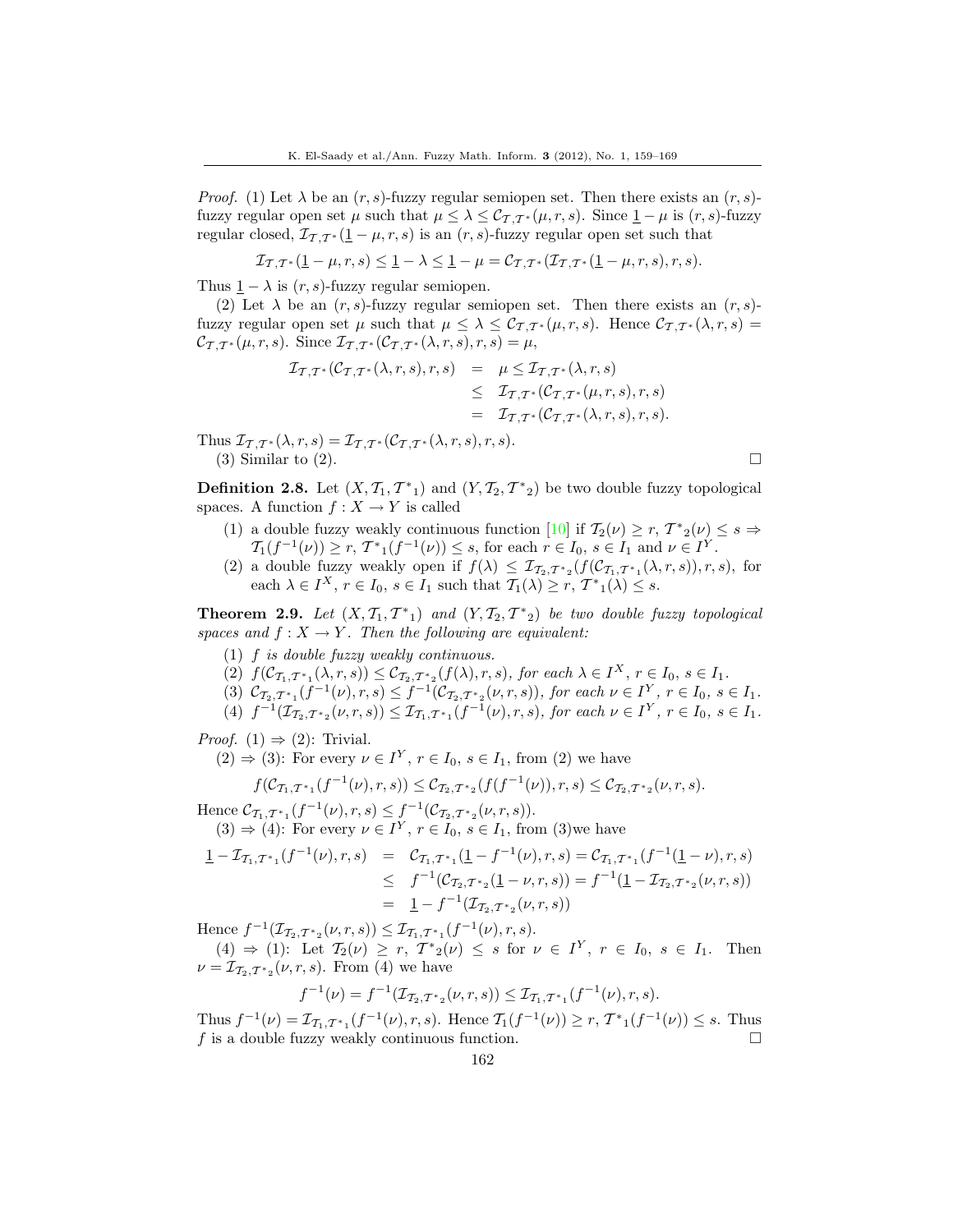*Proof.* (1) Let $\lambda$ be an $(r,s)$-fuzzy regular semiopen set. Then there exists an $(r,s)$-fuzzy regular open set $\mu$ such that $\mu \leq \lambda \leq \mathcal{C}_{\mathcal{T},\mathcal{T}^*}(\mu,r,s)$. Since $\underline{1}-\mu$ is $(r,s)$-fuzzy regular closed, $\mathcal{I}_{\mathcal{T},\mathcal{T}^*}(\underline{1}-\mu,r,s)$ is an $(r,s)$-fuzzy regular open set such that

$$\mathcal{I}_{\mathcal{T},\mathcal{T}^*}(\underline{1}-\mu,r,s) \leq \underline{1}-\lambda \leq \underline{1}-\mu = \mathcal{C}_{\mathcal{T},\mathcal{T}^*}(\mathcal{I}_{\mathcal{T},\mathcal{T}^*}(\underline{1}-\mu,r,s),r,s).$$

Thus $\underline{1}-\lambda$ is $(r,s)$-fuzzy regular semiopen.

(2) Let $\lambda$ be an $(r,s)$-fuzzy regular semiopen set. Then there exists an $(r,s)$-fuzzy regular open set $\mu$ such that $\mu \leq \lambda \leq \mathcal{C}_{\mathcal{T},\mathcal{T}^*}(\mu,r,s)$. Hence $\mathcal{C}_{\mathcal{T},\mathcal{T}^*}(\lambda,r,s) = \mathcal{C}_{\mathcal{T},\mathcal{T}^*}(\mu,r,s)$. Since $\mathcal{I}_{\mathcal{T},\mathcal{T}^*}(\mathcal{C}_{\mathcal{T},\mathcal{T}^*}(\lambda,r,s),r,s) = \mu$,

$$\begin{aligned}
\mathcal{I}_{\mathcal{T},\mathcal{T}^*}(\mathcal{C}_{\mathcal{T},\mathcal{T}^*}(\lambda,r,s),r,s) &= \mu \leq \mathcal{I}_{\mathcal{T},\mathcal{T}^*}(\lambda,r,s) \\
&\leq \mathcal{I}_{\mathcal{T},\mathcal{T}^*}(\mathcal{C}_{\mathcal{T},\mathcal{T}^*}(\mu,r,s),r,s) \\
&= \mathcal{I}_{\mathcal{T},\mathcal{T}^*}(\mathcal{C}_{\mathcal{T},\mathcal{T}^*}(\lambda,r,s),r,s).
\end{aligned}$$

Thus $\mathcal{I}_{\mathcal{T},\mathcal{T}^*}(\lambda,r,s) = \mathcal{I}_{\mathcal{T},\mathcal{T}^*}(\mathcal{C}_{\mathcal{T},\mathcal{T}^*}(\lambda,r,s),r,s)$.

(3) Similar to (2). □

**Definition 2.8.** Let $(X,\mathcal{T}_1,\mathcal{T}^*{}_1)$ and $(Y,\mathcal{T}_2,\mathcal{T}^*{}_2)$ be two double fuzzy topological spaces. A function $f: X \to Y$ is called

1. a double fuzzy weakly continuous function [10] if $\mathcal{T}_2(\nu) \geq r$, $\mathcal{T}^*{}_2(\nu) \leq s \Rightarrow \mathcal{T}_1(f^{-1}(\nu)) \geq r$, $\mathcal{T}^*{}_1(f^{-1}(\nu)) \leq s$, for each $r \in I_0$, $s \in I_1$ and $\nu \in I^Y$.
2. a double fuzzy weakly open if $f(\lambda) \leq \mathcal{I}_{\mathcal{T}_2,\mathcal{T}^*{}_2}(f(\mathcal{C}_{\mathcal{T}_1,\mathcal{T}^*{}_1}(\lambda,r,s)),r,s)$, for each $\lambda \in I^X$, $r \in I_0$, $s \in I_1$ such that $\mathcal{T}_1(\lambda) \geq r$, $\mathcal{T}^*{}_1(\lambda) \leq s$.

**Theorem 2.9.** *Let $(X,\mathcal{T}_1,\mathcal{T}^*{}_1)$ and $(Y,\mathcal{T}_2,\mathcal{T}^*{}_2)$ be two double fuzzy topological spaces and $f: X \to Y$. Then the following are equivalent:*

1. *$f$ is double fuzzy weakly continuous.*
2. *$f(\mathcal{C}_{\mathcal{T}_1,\mathcal{T}^*{}_1}(\lambda,r,s)) \leq \mathcal{C}_{\mathcal{T}_2,\mathcal{T}^*{}_2}(f(\lambda),r,s)$, for each $\lambda \in I^X$, $r \in I_0$, $s \in I_1$.*
3. *$\mathcal{C}_{\mathcal{T}_2,\mathcal{T}^*{}_1}(f^{-1}(\nu),r,s) \leq f^{-1}(\mathcal{C}_{\mathcal{T}_2,\mathcal{T}^*{}_2}(\nu,r,s))$, for each $\nu \in I^Y$, $r \in I_0$, $s \in I_1$.*
4. *$f^{-1}(\mathcal{I}_{\mathcal{T}_2,\mathcal{T}^*{}_2}(\nu,r,s)) \leq \mathcal{I}_{\mathcal{T}_1,\mathcal{T}^*{}_1}(f^{-1}(\nu),r,s)$, for each $\nu \in I^Y$, $r \in I_0$, $s \in I_1$.*

*Proof.* (1) $\Rightarrow$ (2): Trivial.

(2) $\Rightarrow$ (3): For every $\nu \in I^Y$, $r \in I_0$, $s \in I_1$, from (2) we have

$$f(\mathcal{C}_{\mathcal{T}_1,\mathcal{T}^*{}_1}(f^{-1}(\nu),r,s)) \leq \mathcal{C}_{\mathcal{T}_2,\mathcal{T}^*{}_2}(f(f^{-1}(\nu)),r,s) \leq \mathcal{C}_{\mathcal{T}_2,\mathcal{T}^*{}_2}(\nu,r,s).$$

Hence $\mathcal{C}_{\mathcal{T}_1,\mathcal{T}^*{}_1}(f^{-1}(\nu),r,s) \leq f^{-1}(\mathcal{C}_{\mathcal{T}_2,\mathcal{T}^*{}_2}(\nu,r,s))$.

(3) $\Rightarrow$ (4): For every $\nu \in I^Y$, $r \in I_0$, $s \in I_1$, from (3)we have

$$\begin{aligned}
\underline{1}-\mathcal{I}_{\mathcal{T}_1,\mathcal{T}^*{}_1}(f^{-1}(\nu),r,s) &= \mathcal{C}_{\mathcal{T}_1,\mathcal{T}^*{}_1}(\underline{1}-f^{-1}(\nu),r,s) = \mathcal{C}_{\mathcal{T}_1,\mathcal{T}^*{}_1}(f^{-1}(\underline{1}-\nu),r,s) \\
&\leq f^{-1}(\mathcal{C}_{\mathcal{T}_2,\mathcal{T}^*{}_2}(\underline{1}-\nu,r,s)) = f^{-1}(\underline{1}-\mathcal{I}_{\mathcal{T}_2,\mathcal{T}^*{}_2}(\nu,r,s)) \\
&= \underline{1}-f^{-1}(\mathcal{I}_{\mathcal{T}_2,\mathcal{T}^*{}_2}(\nu,r,s))
\end{aligned}$$

Hence $f^{-1}(\mathcal{I}_{\mathcal{T}_2,\mathcal{T}^*{}_2}(\nu,r,s)) \leq \mathcal{I}_{\mathcal{T}_1,\mathcal{T}^*{}_1}(f^{-1}(\nu),r,s)$.

(4) $\Rightarrow$ (1): Let $\mathcal{T}_2(\nu) \geq r$, $\mathcal{T}^*{}_2(\nu) \leq s$ for $\nu \in I^Y$, $r \in I_0$, $s \in I_1$. Then $\nu = \mathcal{I}_{\mathcal{T}_2,\mathcal{T}^*{}_2}(\nu,r,s)$. From (4) we have

$$f^{-1}(\nu) = f^{-1}(\mathcal{I}_{\mathcal{T}_2,\mathcal{T}^*{}_2}(\nu,r,s)) \leq \mathcal{I}_{\mathcal{T}_1,\mathcal{T}^*{}_1}(f^{-1}(\nu),r,s).$$

Thus $f^{-1}(\nu) = \mathcal{I}_{\mathcal{T}_1,\mathcal{T}^*{}_1}(f^{-1}(\nu),r,s)$. Hence $\mathcal{T}_1(f^{-1}(\nu)) \geq r$, $\mathcal{T}^*{}_1(f^{-1}(\nu)) \leq s$. Thus $f$ is a double fuzzy weakly continuous function. □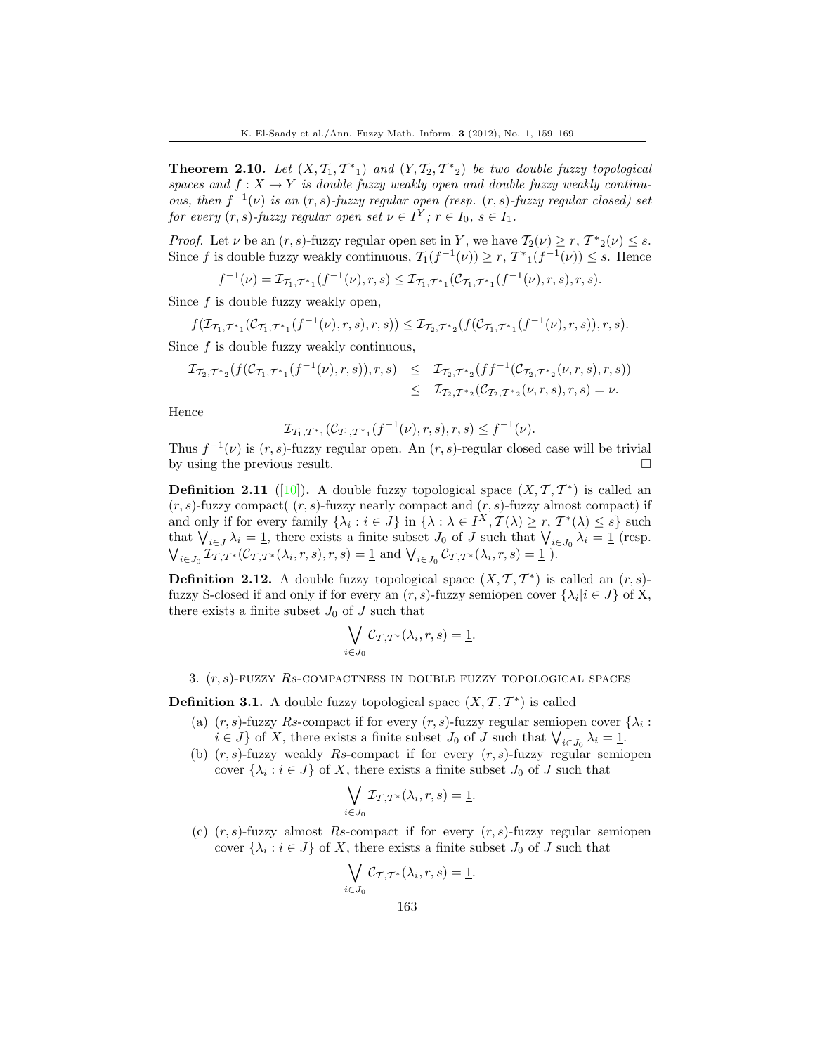**Theorem 2.10.** *Let $(X, \mathcal{T}_1, \mathcal{T}^*{}_1)$ and $(Y, \mathcal{T}_2, \mathcal{T}^*{}_2)$ be two double fuzzy topological spaces and $f : X \to Y$ is double fuzzy weakly open and double fuzzy weakly continuous, then $f^{-1}(\nu)$ is an $(r, s)$-fuzzy regular open (resp. $(r, s)$-fuzzy regular closed) set for every $(r, s)$-fuzzy regular open set $\nu \in I^Y$; $r \in I_0$, $s \in I_1$.*

*Proof.* Let $\nu$ be an $(r, s)$-fuzzy regular open set in $Y$, we have $\mathcal{T}_2(\nu) \geq r$, $\mathcal{T}^*{}_2(\nu) \leq s$. Since $f$ is double fuzzy weakly continuous, $\mathcal{T}_1(f^{-1}(\nu)) \geq r$, $\mathcal{T}^*{}_1(f^{-1}(\nu)) \leq s$. Hence

$$f^{-1}(\nu) = \mathcal{I}_{\mathcal{T}_1, \mathcal{T}^*{}_1}(f^{-1}(\nu), r, s) \leq \mathcal{I}_{\mathcal{T}_1, \mathcal{T}^*{}_1}(\mathcal{C}_{\mathcal{T}_1, \mathcal{T}^*{}_1}(f^{-1}(\nu), r, s), r, s).$$

Since $f$ is double fuzzy weakly open,

$$f(\mathcal{I}_{\mathcal{T}_1, \mathcal{T}^*{}_1}(\mathcal{C}_{\mathcal{T}_1, \mathcal{T}^*{}_1}(f^{-1}(\nu), r, s), r, s)) \leq \mathcal{I}_{\mathcal{T}_2, \mathcal{T}^*{}_2}(f(\mathcal{C}_{\mathcal{T}_1, \mathcal{T}^*{}_1}(f^{-1}(\nu), r, s)), r, s).$$

Since $f$ is double fuzzy weakly continuous,

$$\begin{aligned}
\mathcal{I}_{\mathcal{T}_2, \mathcal{T}^*{}_2}(f(\mathcal{C}_{\mathcal{T}_1, \mathcal{T}^*{}_1}(f^{-1}(\nu), r, s)), r, s) &\leq \mathcal{I}_{\mathcal{T}_2, \mathcal{T}^*{}_2}(ff^{-1}(\mathcal{C}_{\mathcal{T}_2, \mathcal{T}^*{}_2}(\nu, r, s), r, s)) \\
&\leq \mathcal{I}_{\mathcal{T}_2, \mathcal{T}^*{}_2}(\mathcal{C}_{\mathcal{T}_2, \mathcal{T}^*{}_2}(\nu, r, s), r, s) = \nu.
\end{aligned}$$

Hence

$$\mathcal{I}_{\mathcal{T}_1, \mathcal{T}^*{}_1}(\mathcal{C}_{\mathcal{T}_1, \mathcal{T}^*{}_1}(f^{-1}(\nu), r, s), r, s) \leq f^{-1}(\nu).$$

Thus $f^{-1}(\nu)$ is $(r, s)$-fuzzy regular open. An $(r, s)$-regular closed case will be trivial by using the previous result. □

**Definition 2.11** ([10])**.** A double fuzzy topological space $(X, \mathcal{T}, \mathcal{T}^*)$ is called an $(r, s)$-fuzzy compact( $(r, s)$-fuzzy nearly compact and $(r, s)$-fuzzy almost compact) if and only if for every family $\{\lambda_i : i \in J\}$ in $\{\lambda : \lambda \in I^X, \mathcal{T}(\lambda) \geq r, \mathcal{T}^*(\lambda) \leq s\}$ such that $\bigvee_{i \in J} \lambda_i = \underline{1}$, there exists a finite subset $J_0$ of $J$ such that $\bigvee_{i \in J_0} \lambda_i = \underline{1}$ (resp. $\bigvee_{i \in J_0} \mathcal{I}_{\mathcal{T}, \mathcal{T}^*}(\mathcal{C}_{\mathcal{T}, \mathcal{T}^*}(\lambda_i, r, s), r, s) = \underline{1}$ and $\bigvee_{i \in J_0} \mathcal{C}_{\mathcal{T}, \mathcal{T}^*}(\lambda_i, r, s) = \underline{1}$ ).

**Definition 2.12.** A double fuzzy topological space $(X, \mathcal{T}, \mathcal{T}^*)$ is called an $(r, s)$-fuzzy S-closed if and only if for every an $(r, s)$-fuzzy semiopen cover $\{\lambda_i | i \in J\}$ of X, there exists a finite subset $J_0$ of $J$ such that

$$\bigvee_{i \in J_0} \mathcal{C}_{\mathcal{T}, \mathcal{T}^*}(\lambda_i, r, s) = \underline{1}.$$

## 3. $(r, s)$-fuzzy $Rs$-compactness in double fuzzy topological spaces

**Definition 3.1.** A double fuzzy topological space $(X, \mathcal{T}, \mathcal{T}^*)$ is called

(a) $(r, s)$-fuzzy $Rs$-compact if for every $(r, s)$-fuzzy regular semiopen cover $\{\lambda_i : i \in J\}$ of $X$, there exists a finite subset $J_0$ of $J$ such that $\bigvee_{i \in J_0} \lambda_i = \underline{1}$.

(b) $(r, s)$-fuzzy weakly $Rs$-compact if for every $(r, s)$-fuzzy regular semiopen cover $\{\lambda_i : i \in J\}$ of $X$, there exists a finite subset $J_0$ of $J$ such that

$$\bigvee_{i \in J_0} \mathcal{I}_{\mathcal{T}, \mathcal{T}^*}(\lambda_i, r, s) = \underline{1}.$$

(c) $(r, s)$-fuzzy almost $Rs$-compact if for every $(r, s)$-fuzzy regular semiopen cover $\{\lambda_i : i \in J\}$ of $X$, there exists a finite subset $J_0$ of $J$ such that

$$\bigvee_{i \in J_0} \mathcal{C}_{\mathcal{T}, \mathcal{T}^*}(\lambda_i, r, s) = \underline{1}.$$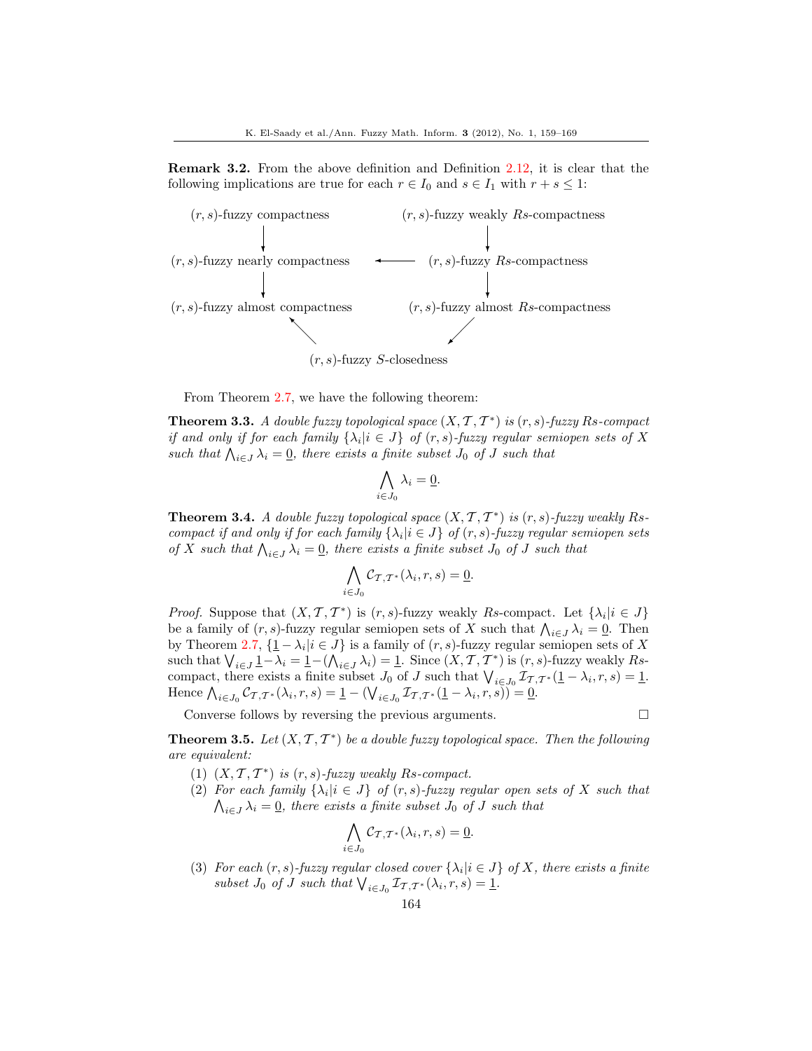**Remark 3.2.** From the above definition and Definition 2.12, it is clear that the following implications are true for each $r \in I_0$ and $s \in I_1$ with $r + s \leq 1$:

$$
\begin{array}{ccc}
(r,s)\text{-fuzzy compactness} & & (r,s)\text{-fuzzy weakly } Rs\text{-compactness} \\
\downarrow & & \downarrow \\
(r,s)\text{-fuzzy nearly compactness} & \longleftarrow & (r,s)\text{-fuzzy } Rs\text{-compactness} \\
\downarrow & & \downarrow \\
(r,s)\text{-fuzzy almost compactness} & & (r,s)\text{-fuzzy almost } Rs\text{-compactness} \\
& \nwarrow \qquad \swarrow & \\
& (r,s)\text{-fuzzy } S\text{-closedness} &
\end{array}
$$

From Theorem 2.7, we have the following theorem:

**Theorem 3.3.** *A double fuzzy topological space $(X, \mathcal{T}, \mathcal{T}^*)$ is $(r,s)$-fuzzy $Rs$-compact if and only if for each family $\{\lambda_i | i \in J\}$ of $(r,s)$-fuzzy regular semiopen sets of $X$ such that $\bigwedge_{i \in J} \lambda_i = \underline{0}$, there exists a finite subset $J_0$ of $J$ such that*

$$\bigwedge_{i \in J_0} \lambda_i = \underline{0}.$$

**Theorem 3.4.** *A double fuzzy topological space $(X, \mathcal{T}, \mathcal{T}^*)$ is $(r,s)$-fuzzy weakly $Rs$-compact if and only if for each family $\{\lambda_i | i \in J\}$ of $(r,s)$-fuzzy regular semiopen sets of $X$ such that $\bigwedge_{i \in J} \lambda_i = \underline{0}$, there exists a finite subset $J_0$ of $J$ such that*

$$\bigwedge_{i \in J_0} \mathcal{C}_{\mathcal{T},\mathcal{T}^*}(\lambda_i, r, s) = \underline{0}.$$

*Proof.* Suppose that $(X, \mathcal{T}, \mathcal{T}^*)$ is $(r,s)$-fuzzy weakly $Rs$-compact. Let $\{\lambda_i | i \in J\}$ be a family of $(r,s)$-fuzzy regular semiopen sets of $X$ such that $\bigwedge_{i \in J} \lambda_i = \underline{0}$. Then by Theorem 2.7, $\{\underline{1} - \lambda_i | i \in J\}$ is a family of $(r,s)$-fuzzy regular semiopen sets of $X$ such that $\bigvee_{i \in J} \underline{1} - \lambda_i = \underline{1} - (\bigwedge_{i \in J} \lambda_i) = \underline{1}$. Since $(X, \mathcal{T}, \mathcal{T}^*)$ is $(r,s)$-fuzzy weakly $Rs$-compact, there exists a finite subset $J_0$ of $J$ such that $\bigvee_{i \in J_0} \mathcal{I}_{\mathcal{T},\mathcal{T}^*}(\underline{1} - \lambda_i, r, s) = \underline{1}$. Hence $\bigwedge_{i \in J_0} \mathcal{C}_{\mathcal{T},\mathcal{T}^*}(\lambda_i, r, s) = \underline{1} - (\bigvee_{i \in J_0} \mathcal{I}_{\mathcal{T},\mathcal{T}^*}(\underline{1} - \lambda_i, r, s)) = \underline{0}$.

Converse follows by reversing the previous arguments. $\square$

**Theorem 3.5.** *Let $(X, \mathcal{T}, \mathcal{T}^*)$ be a double fuzzy topological space. Then the following are equivalent:*

1. *$(X, \mathcal{T}, \mathcal{T}^*)$ is $(r,s)$-fuzzy weakly $Rs$-compact.*
2. *For each family $\{\lambda_i | i \in J\}$ of $(r,s)$-fuzzy regular open sets of $X$ such that $\bigwedge_{i \in J} \lambda_i = \underline{0}$, there exists a finite subset $J_0$ of $J$ such that*

$$\bigwedge_{i \in J_0} \mathcal{C}_{\mathcal{T},\mathcal{T}^*}(\lambda_i, r, s) = \underline{0}.$$

3. *For each $(r,s)$-fuzzy regular closed cover $\{\lambda_i | i \in J\}$ of $X$, there exists a finite subset $J_0$ of $J$ such that $\bigvee_{i \in J_0} \mathcal{I}_{\mathcal{T},\mathcal{T}^*}(\lambda_i, r, s) = \underline{1}$.*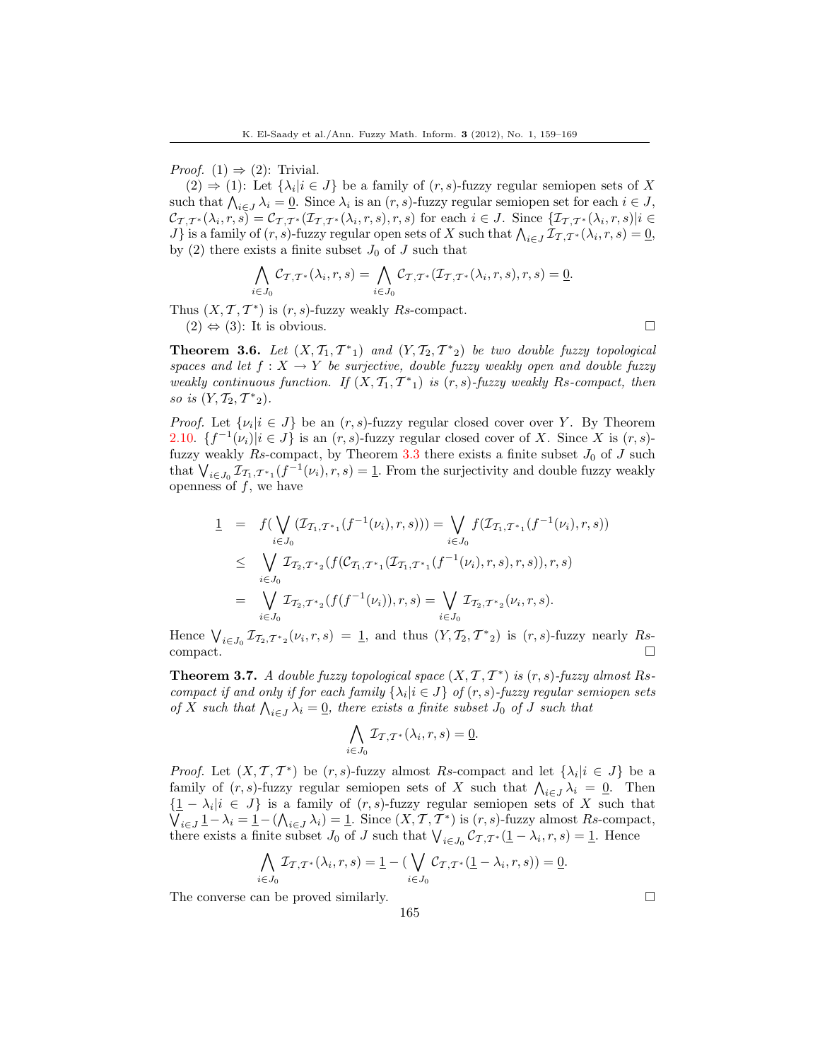*Proof.* (1) ⇒ (2): Trivial.

(2) ⇒ (1): Let $\{\lambda_i | i \in J\}$ be a family of $(r,s)$-fuzzy regular semiopen sets of $X$ such that $\bigwedge_{i\in J} \lambda_i = \underline{0}$. Since $\lambda_i$ is an $(r,s)$-fuzzy regular semiopen set for each $i \in J$, $\mathcal{C}_{\mathcal{T},\mathcal{T}^*}(\lambda_i, r, s) = \mathcal{C}_{\mathcal{T},\mathcal{T}^*}(\mathcal{I}_{\mathcal{T},\mathcal{T}^*}(\lambda_i, r, s), r, s)$ for each $i \in J$. Since $\{\mathcal{I}_{\mathcal{T},\mathcal{T}^*}(\lambda_i, r, s) | i \in J\}$ is a family of $(r,s)$-fuzzy regular open sets of $X$ such that $\bigwedge_{i\in J} \mathcal{I}_{\mathcal{T},\mathcal{T}^*}(\lambda_i, r, s) = \underline{0}$, by (2) there exists a finite subset $J_0$ of $J$ such that

$$\bigwedge_{i\in J_0} \mathcal{C}_{\mathcal{T},\mathcal{T}^*}(\lambda_i, r, s) = \bigwedge_{i\in J_0} \mathcal{C}_{\mathcal{T},\mathcal{T}^*}(\mathcal{I}_{\mathcal{T},\mathcal{T}^*}(\lambda_i, r, s), r, s) = \underline{0}.$$

Thus $(X, \mathcal{T}, \mathcal{T}^*)$ is $(r,s)$-fuzzy weakly $Rs$-compact.

(2) ⇔ (3): It is obvious. □

**Theorem 3.6.** *Let $(X, \mathcal{T}_1, \mathcal{T}^*{}_1)$ and $(Y, \mathcal{T}_2, \mathcal{T}^*{}_2)$ be two double fuzzy topological spaces and let $f : X \to Y$ be surjective, double fuzzy weakly open and double fuzzy weakly continuous function. If $(X, \mathcal{T}_1, \mathcal{T}^*{}_1)$ is $(r,s)$-fuzzy weakly $Rs$-compact, then so is $(Y, \mathcal{T}_2, \mathcal{T}^*{}_2)$.*

*Proof.* Let $\{\nu_i | i \in J\}$ be an $(r,s)$-fuzzy regular closed cover over $Y$. By Theorem 2.10. $\{f^{-1}(\nu_i) | i \in J\}$ is an $(r,s)$-fuzzy regular closed cover of $X$. Since $X$ is $(r,s)$-fuzzy weakly $Rs$-compact, by Theorem 3.3 there exists a finite subset $J_0$ of $J$ such that $\bigvee_{i\in J_0} \mathcal{I}_{\mathcal{T}_1,\mathcal{T}^*{}_1}(f^{-1}(\nu_i), r, s) = \underline{1}$. From the surjectivity and double fuzzy weakly openness of $f$, we have

$$\begin{aligned}
\underline{1} &= f(\bigvee_{i\in J_0} (\mathcal{I}_{\mathcal{T}_1,\mathcal{T}^*{}_1}(f^{-1}(\nu_i), r, s))) = \bigvee_{i\in J_0} f(\mathcal{I}_{\mathcal{T}_1,\mathcal{T}^*{}_1}(f^{-1}(\nu_i), r, s)) \\
&\leq \bigvee_{i\in J_0} \mathcal{I}_{\mathcal{T}_2,\mathcal{T}^*{}_2}(f(\mathcal{C}_{\mathcal{T}_1,\mathcal{T}^*{}_1}(\mathcal{I}_{\mathcal{T}_1,\mathcal{T}^*{}_1}(f^{-1}(\nu_i), r, s), r, s)), r, s) \\
&= \bigvee_{i\in J_0} \mathcal{I}_{\mathcal{T}_2,\mathcal{T}^*{}_2}(f(f^{-1}(\nu_i)), r, s) = \bigvee_{i\in J_0} \mathcal{I}_{\mathcal{T}_2,\mathcal{T}^*{}_2}(\nu_i, r, s).
\end{aligned}$$

Hence $\bigvee_{i\in J_0} \mathcal{I}_{\mathcal{T}_2,\mathcal{T}^*{}_2}(\nu_i, r, s) = \underline{1}$, and thus $(Y, \mathcal{T}_2, \mathcal{T}^*{}_2)$ is $(r,s)$-fuzzy nearly $Rs$-compact. □

**Theorem 3.7.** *A double fuzzy topological space $(X, \mathcal{T}, \mathcal{T}^*)$ is $(r,s)$-fuzzy almost $Rs$-compact if and only if for each family $\{\lambda_i | i \in J\}$ of $(r,s)$-fuzzy regular semiopen sets of $X$ such that $\bigwedge_{i\in J} \lambda_i = \underline{0}$, there exists a finite subset $J_0$ of $J$ such that*

$$\bigwedge_{i\in J_0} \mathcal{I}_{\mathcal{T},\mathcal{T}^*}(\lambda_i, r, s) = \underline{0}.$$

*Proof.* Let $(X, \mathcal{T}, \mathcal{T}^*)$ be $(r,s)$-fuzzy almost $Rs$-compact and let $\{\lambda_i | i \in J\}$ be a family of $(r,s)$-fuzzy regular semiopen sets of $X$ such that $\bigwedge_{i\in J} \lambda_i = \underline{0}$. Then $\{\underline{1} - \lambda_i | i \in J\}$ is a family of $(r,s)$-fuzzy regular semiopen sets of $X$ such that $\bigvee_{i\in J} \underline{1} - \lambda_i = \underline{1} - (\bigwedge_{i\in J} \lambda_i) = \underline{1}$. Since $(X, \mathcal{T}, \mathcal{T}^*)$ is $(r,s)$-fuzzy almost $Rs$-compact, there exists a finite subset $J_0$ of $J$ such that $\bigvee_{i\in J_0} \mathcal{C}_{\mathcal{T},\mathcal{T}^*}(\underline{1} - \lambda_i, r, s) = \underline{1}$. Hence

$$\bigwedge_{i\in J_0} \mathcal{I}_{\mathcal{T},\mathcal{T}^*}(\lambda_i, r, s) = \underline{1} - (\bigvee_{i\in J_0} \mathcal{C}_{\mathcal{T},\mathcal{T}^*}(\underline{1} - \lambda_i, r, s)) = \underline{0}.$$

The converse can be proved similarly. □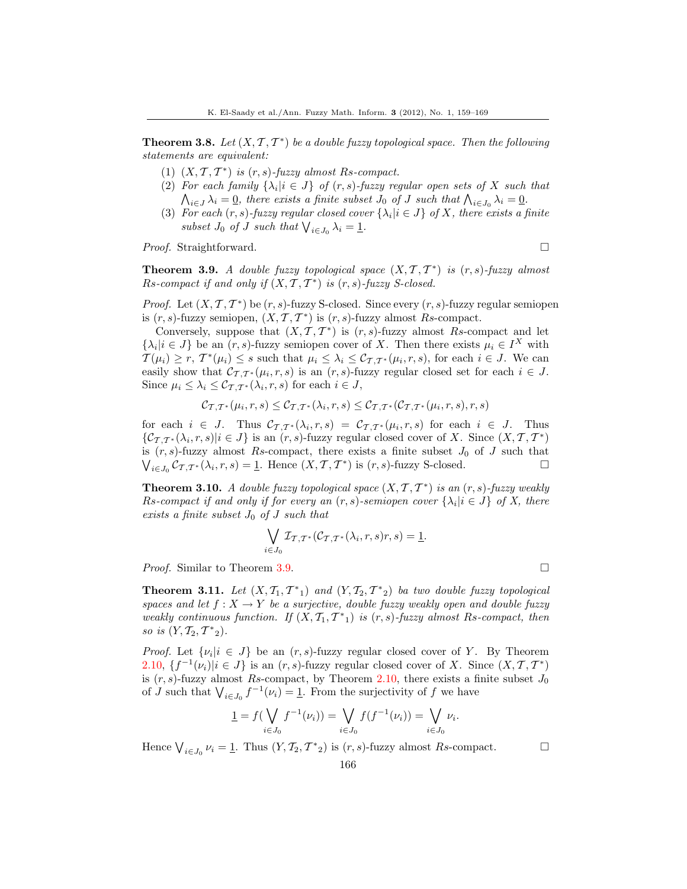**Theorem 3.8.** *Let $(X, \mathcal{T}, \mathcal{T}^*)$ be a double fuzzy topological space. Then the following statements are equivalent:*

1. *$(X, \mathcal{T}, \mathcal{T}^*)$ is $(r, s)$-fuzzy almost $Rs$-compact.*
2. *For each family $\{\lambda_i | i \in J\}$ of $(r, s)$-fuzzy regular open sets of $X$ such that $\bigwedge_{i\in J} \lambda_i = \underline{0}$, there exists a finite subset $J_0$ of $J$ such that $\bigwedge_{i\in J_0} \lambda_i = \underline{0}$.*
3. *For each $(r, s)$-fuzzy regular closed cover $\{\lambda_i | i \in J\}$ of $X$, there exists a finite subset $J_0$ of $J$ such that $\bigvee_{i\in J_0} \lambda_i = \underline{1}$.*

*Proof.* Straightforward. □

**Theorem 3.9.** *A double fuzzy topological space $(X, \mathcal{T}, \mathcal{T}^*)$ is $(r, s)$-fuzzy almost $Rs$-compact if and only if $(X, \mathcal{T}, \mathcal{T}^*)$ is $(r, s)$-fuzzy S-closed.*

*Proof.* Let $(X, \mathcal{T}, \mathcal{T}^*)$ be $(r, s)$-fuzzy S-closed. Since every $(r, s)$-fuzzy regular semiopen is $(r, s)$-fuzzy semiopen, $(X, \mathcal{T}, \mathcal{T}^*)$ is $(r, s)$-fuzzy almost $Rs$-compact.

Conversely, suppose that $(X, \mathcal{T}, \mathcal{T}^*)$ is $(r, s)$-fuzzy almost $Rs$-compact and let $\{\lambda_i | i \in J\}$ be an $(r, s)$-fuzzy semiopen cover of $X$. Then there exists $\mu_i \in I^X$ with $\mathcal{T}(\mu_i) \geq r$, $\mathcal{T}^*(\mu_i) \leq s$ such that $\mu_i \leq \lambda_i \leq \mathcal{C}_{\mathcal{T},\mathcal{T}^*}(\mu_i, r, s)$, for each $i \in J$. We can easily show that $\mathcal{C}_{\mathcal{T},\mathcal{T}^*}(\mu_i, r, s)$ is an $(r, s)$-fuzzy regular closed set for each $i \in J$. Since $\mu_i \leq \lambda_i \leq \mathcal{C}_{\mathcal{T},\mathcal{T}^*}(\lambda_i, r, s)$ for each $i \in J$,

$$\mathcal{C}_{\mathcal{T},\mathcal{T}^*}(\mu_i, r, s) \leq \mathcal{C}_{\mathcal{T},\mathcal{T}^*}(\lambda_i, r, s) \leq \mathcal{C}_{\mathcal{T},\mathcal{T}^*}(\mathcal{C}_{\mathcal{T},\mathcal{T}^*}(\mu_i, r, s), r, s)$$

for each $i \in J$. Thus $\mathcal{C}_{\mathcal{T},\mathcal{T}^*}(\lambda_i, r, s) = \mathcal{C}_{\mathcal{T},\mathcal{T}^*}(\mu_i, r, s)$ for each $i \in J$. Thus $\{\mathcal{C}_{\mathcal{T},\mathcal{T}^*}(\lambda_i, r, s) | i \in J\}$ is an $(r, s)$-fuzzy regular closed cover of $X$. Since $(X, \mathcal{T}, \mathcal{T}^*)$ is $(r, s)$-fuzzy almost $Rs$-compact, there exists a finite subset $J_0$ of $J$ such that $\bigvee_{i\in J_0} \mathcal{C}_{\mathcal{T},\mathcal{T}^*}(\lambda_i, r, s) = \underline{1}$. Hence $(X, \mathcal{T}, \mathcal{T}^*)$ is $(r, s)$-fuzzy S-closed. □

**Theorem 3.10.** *A double fuzzy topological space $(X, \mathcal{T}, \mathcal{T}^*)$ is an $(r, s)$-fuzzy weakly $Rs$-compact if and only if for every an $(r, s)$-semiopen cover $\{\lambda_i | i \in J\}$ of $X$, there exists a finite subset $J_0$ of $J$ such that*

$$\bigvee_{i\in J_0} \mathcal{I}_{\mathcal{T},\mathcal{T}^*}(\mathcal{C}_{\mathcal{T},\mathcal{T}^*}(\lambda_i, r, s)r, s) = \underline{1}.$$

*Proof.* Similar to Theorem 3.9. □

**Theorem 3.11.** *Let $(X, \mathcal{T}_1, \mathcal{T}^*{}_1)$ and $(Y, \mathcal{T}_2, \mathcal{T}^*{}_2)$ ba two double fuzzy topological spaces and let $f : X \to Y$ be a surjective, double fuzzy weakly open and double fuzzy weakly continuous function. If $(X, \mathcal{T}_1, \mathcal{T}^*{}_1)$ is $(r, s)$-fuzzy almost $Rs$-compact, then so is $(Y, \mathcal{T}_2, \mathcal{T}^*{}_2)$.*

*Proof.* Let $\{\nu_i | i \in J\}$ be an $(r, s)$-fuzzy regular closed cover of $Y$. By Theorem 2.10, $\{f^{-1}(\nu_i) | i \in J\}$ is an $(r, s)$-fuzzy regular closed cover of $X$. Since $(X, \mathcal{T}, \mathcal{T}^*)$ is $(r, s)$-fuzzy almost $Rs$-compact, by Theorem 2.10, there exists a finite subset $J_0$ of $J$ such that $\bigvee_{i\in J_0} f^{-1}(\nu_i) = \underline{1}$. From the surjectivity of $f$ we have

$$\underline{1} = f(\bigvee_{i\in J_0} f^{-1}(\nu_i)) = \bigvee_{i\in J_0} f(f^{-1}(\nu_i)) = \bigvee_{i\in J_0} \nu_i.$$

Hence $\bigvee_{i\in J_0} \nu_i = \underline{1}$. Thus $(Y, \mathcal{T}_2, \mathcal{T}^*{}_2)$ is $(r, s)$-fuzzy almost $Rs$-compact. □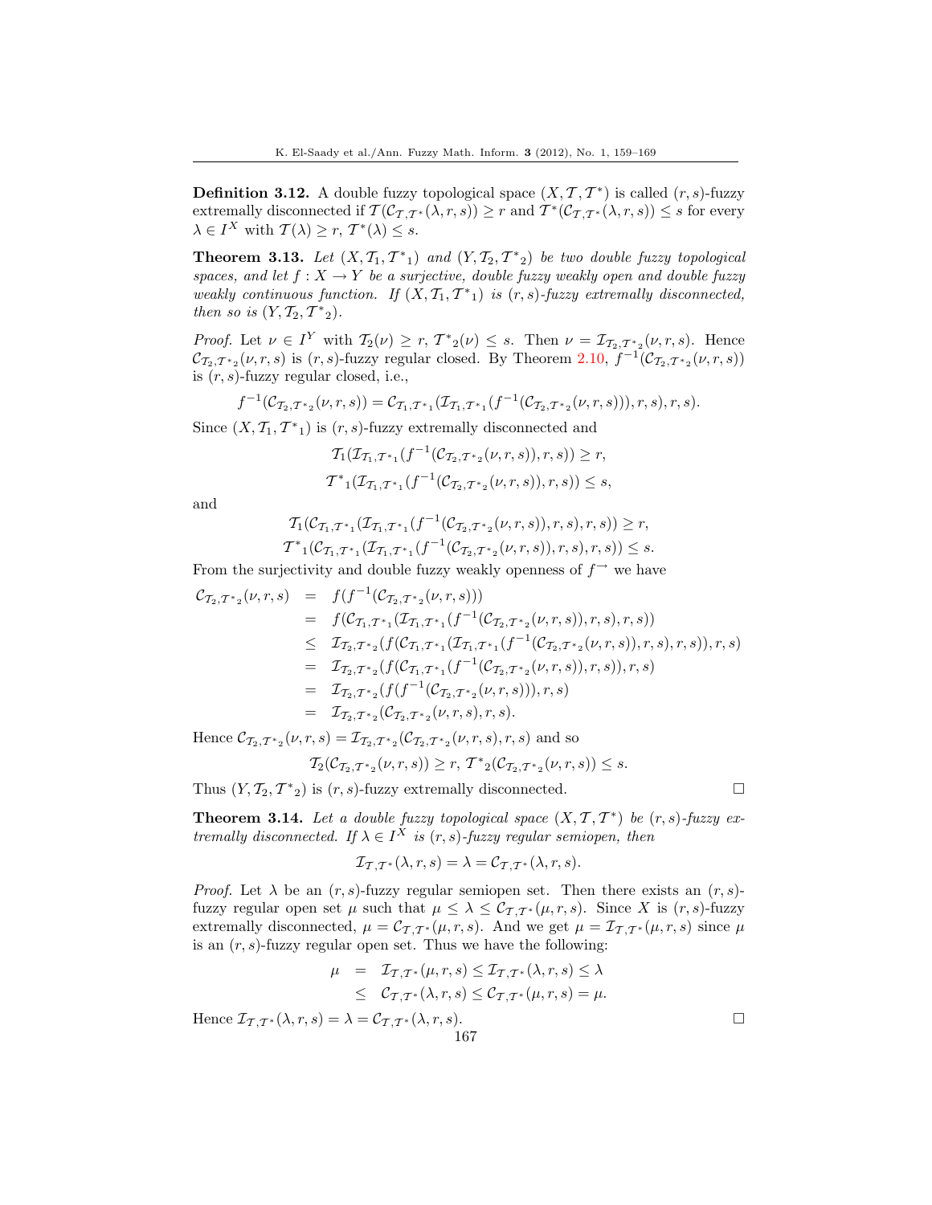**Definition 3.12.** A double fuzzy topological space $(X, \mathcal{T}, \mathcal{T}^*)$ is called $(r,s)$-fuzzy extremally disconnected if $\mathcal{T}(\mathcal{C}_{\mathcal{T},\mathcal{T}^*}(\lambda, r, s)) \geq r$ and $\mathcal{T}^*(\mathcal{C}_{\mathcal{T},\mathcal{T}^*}(\lambda, r, s)) \leq s$ for every $\lambda \in I^X$ with $\mathcal{T}(\lambda) \geq r$, $\mathcal{T}^*(\lambda) \leq s$.

**Theorem 3.13.** *Let $(X, \mathcal{T}_1, {\mathcal{T}^*}_1)$ and $(Y, \mathcal{T}_2, {\mathcal{T}^*}_2)$ be two double fuzzy topological spaces, and let $f : X \to Y$ be a surjective, double fuzzy weakly open and double fuzzy weakly continuous function. If $(X, \mathcal{T}_1, {\mathcal{T}^*}_1)$ is $(r,s)$-fuzzy extremally disconnected, then so is $(Y, \mathcal{T}_2, {\mathcal{T}^*}_2)$.*

*Proof.* Let $\nu \in I^Y$ with $\mathcal{T}_2(\nu) \geq r$, ${\mathcal{T}^*}_2(\nu) \leq s$. Then $\nu = \mathcal{I}_{\mathcal{T}_2,{\mathcal{T}^*}_2}(\nu, r, s)$. Hence $\mathcal{C}_{\mathcal{T}_2,{\mathcal{T}^*}_2}(\nu, r, s)$ is $(r,s)$-fuzzy regular closed. By Theorem 2.10, $f^{-1}(\mathcal{C}_{\mathcal{T}_2,{\mathcal{T}^*}_2}(\nu, r, s))$ is $(r,s)$-fuzzy regular closed, i.e.,

$$f^{-1}(\mathcal{C}_{\mathcal{T}_2,{\mathcal{T}^*}_2}(\nu, r, s)) = \mathcal{C}_{\mathcal{T}_1,{\mathcal{T}^*}_1}(\mathcal{I}_{\mathcal{T}_1,{\mathcal{T}^*}_1}(f^{-1}(\mathcal{C}_{\mathcal{T}_2,{\mathcal{T}^*}_2}(\nu, r, s))), r, s), r, s).$$

Since $(X, \mathcal{T}_1, {\mathcal{T}^*}_1)$ is $(r,s)$-fuzzy extremally disconnected and

$$\mathcal{T}_1(\mathcal{I}_{\mathcal{T}_1,{\mathcal{T}^*}_1}(f^{-1}(\mathcal{C}_{\mathcal{T}_2,{\mathcal{T}^*}_2}(\nu, r, s)), r, s)) \geq r,$$
$${\mathcal{T}^*}_1(\mathcal{I}_{\mathcal{T}_1,{\mathcal{T}^*}_1}(f^{-1}(\mathcal{C}_{\mathcal{T}_2,{\mathcal{T}^*}_2}(\nu, r, s)), r, s)) \leq s,$$

and

$$\mathcal{T}_1(\mathcal{C}_{\mathcal{T}_1,{\mathcal{T}^*}_1}(\mathcal{I}_{\mathcal{T}_1,{\mathcal{T}^*}_1}(f^{-1}(\mathcal{C}_{\mathcal{T}_2,{\mathcal{T}^*}_2}(\nu, r, s)), r, s), r, s)) \geq r,$$
$${\mathcal{T}^*}_1(\mathcal{C}_{\mathcal{T}_1,{\mathcal{T}^*}_1}(\mathcal{I}_{\mathcal{T}_1,{\mathcal{T}^*}_1}(f^{-1}(\mathcal{C}_{\mathcal{T}_2,{\mathcal{T}^*}_2}(\nu, r, s)), r, s), r, s)) \leq s.$$

From the surjectivity and double fuzzy weakly openness of $f^{\to}$ we have

$$\begin{aligned}
\mathcal{C}_{\mathcal{T}_2,{\mathcal{T}^*}_2}(\nu, r, s) &= f(f^{-1}(\mathcal{C}_{\mathcal{T}_2,{\mathcal{T}^*}_2}(\nu, r, s))) \\
&= f(\mathcal{C}_{\mathcal{T}_1,{\mathcal{T}^*}_1}(\mathcal{I}_{\mathcal{T}_1,{\mathcal{T}^*}_1}(f^{-1}(\mathcal{C}_{\mathcal{T}_2,{\mathcal{T}^*}_2}(\nu, r, s)), r, s), r, s)) \\
&\leq \mathcal{I}_{\mathcal{T}_2,{\mathcal{T}^*}_2}(f(\mathcal{C}_{\mathcal{T}_1,{\mathcal{T}^*}_1}(\mathcal{I}_{\mathcal{T}_1,{\mathcal{T}^*}_1}(f^{-1}(\mathcal{C}_{\mathcal{T}_2,{\mathcal{T}^*}_2}(\nu, r, s)), r, s), r, s)), r, s) \\
&= \mathcal{I}_{\mathcal{T}_2,{\mathcal{T}^*}_2}(f(\mathcal{C}_{\mathcal{T}_1,{\mathcal{T}^*}_1}(f^{-1}(\mathcal{C}_{\mathcal{T}_2,{\mathcal{T}^*}_2}(\nu, r, s)), r, s)), r, s) \\
&= \mathcal{I}_{\mathcal{T}_2,{\mathcal{T}^*}_2}(f(f^{-1}(\mathcal{C}_{\mathcal{T}_2,{\mathcal{T}^*}_2}(\nu, r, s))), r, s) \\
&= \mathcal{I}_{\mathcal{T}_2,{\mathcal{T}^*}_2}(\mathcal{C}_{\mathcal{T}_2,{\mathcal{T}^*}_2}(\nu, r, s), r, s).
\end{aligned}$$

Hence $\mathcal{C}_{\mathcal{T}_2,{\mathcal{T}^*}_2}(\nu, r, s) = \mathcal{I}_{\mathcal{T}_2,{\mathcal{T}^*}_2}(\mathcal{C}_{\mathcal{T}_2,{\mathcal{T}^*}_2}(\nu, r, s), r, s)$ and so

$$\mathcal{T}_2(\mathcal{C}_{\mathcal{T}_2,{\mathcal{T}^*}_2}(\nu, r, s)) \geq r, \ {\mathcal{T}^*}_2(\mathcal{C}_{\mathcal{T}_2,{\mathcal{T}^*}_2}(\nu, r, s)) \leq s.$$

Thus $(Y, \mathcal{T}_2, {\mathcal{T}^*}_2)$ is $(r,s)$-fuzzy extremally disconnected. □

**Theorem 3.14.** *Let a double fuzzy topological space $(X, \mathcal{T}, \mathcal{T}^*)$ be $(r,s)$-fuzzy extremally disconnected. If $\lambda \in I^X$ is $(r,s)$-fuzzy regular semiopen, then*

$$\mathcal{I}_{\mathcal{T},\mathcal{T}^*}(\lambda, r, s) = \lambda = \mathcal{C}_{\mathcal{T},\mathcal{T}^*}(\lambda, r, s).$$

*Proof.* Let $\lambda$ be an $(r,s)$-fuzzy regular semiopen set. Then there exists an $(r,s)$-fuzzy regular open set $\mu$ such that $\mu \leq \lambda \leq \mathcal{C}_{\mathcal{T},\mathcal{T}^*}(\mu, r, s)$. Since $X$ is $(r,s)$-fuzzy extremally disconnected, $\mu = \mathcal{C}_{\mathcal{T},\mathcal{T}^*}(\mu, r, s)$. And we get $\mu = \mathcal{I}_{\mathcal{T},\mathcal{T}^*}(\mu, r, s)$ since $\mu$ is an $(r,s)$-fuzzy regular open set. Thus we have the following:

$$\begin{aligned}
\mu &= \mathcal{I}_{\mathcal{T},\mathcal{T}^*}(\mu, r, s) \leq \mathcal{I}_{\mathcal{T},\mathcal{T}^*}(\lambda, r, s) \leq \lambda \\
&\leq \mathcal{C}_{\mathcal{T},\mathcal{T}^*}(\lambda, r, s) \leq \mathcal{C}_{\mathcal{T},\mathcal{T}^*}(\mu, r, s) = \mu.
\end{aligned}$$

Hence $\mathcal{I}_{\mathcal{T},\mathcal{T}^*}(\lambda, r, s) = \lambda = \mathcal{C}_{\mathcal{T},\mathcal{T}^*}(\lambda, r, s)$. □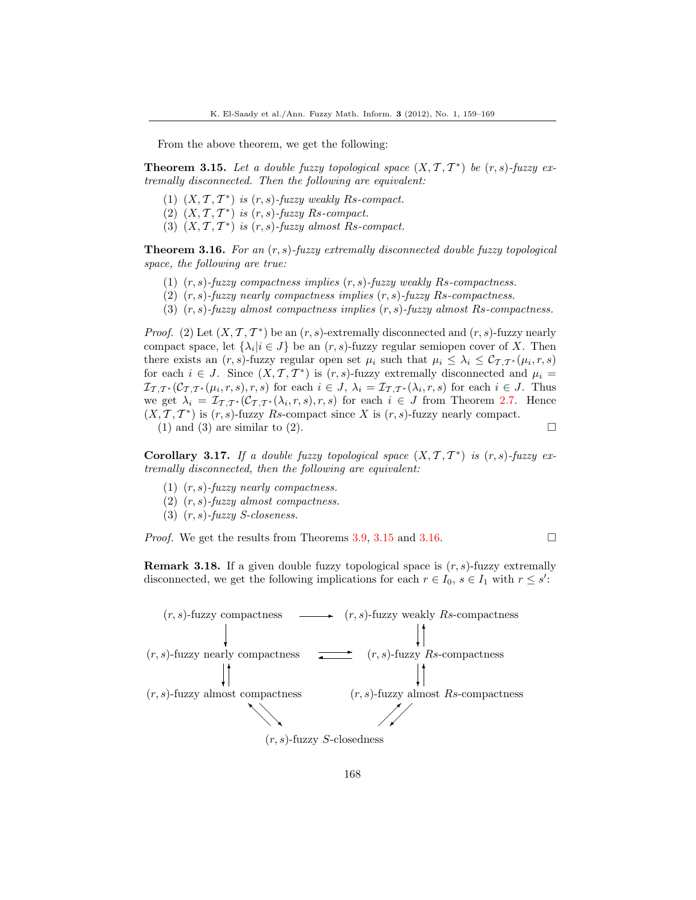From the above theorem, we get the following:

**Theorem 3.15.** *Let a double fuzzy topological space $(X, \mathcal{T}, \mathcal{T}^*)$ be $(r,s)$-fuzzy extremally disconnected. Then the following are equivalent:*

1. *$(X, \mathcal{T}, \mathcal{T}^*)$ is $(r,s)$-fuzzy weakly $Rs$-compact.*
2. *$(X, \mathcal{T}, \mathcal{T}^*)$ is $(r,s)$-fuzzy $Rs$-compact.*
3. *$(X, \mathcal{T}, \mathcal{T}^*)$ is $(r,s)$-fuzzy almost $Rs$-compact.*

**Theorem 3.16.** *For an $(r,s)$-fuzzy extremally disconnected double fuzzy topological space, the following are true:*

1. *$(r,s)$-fuzzy compactness implies $(r,s)$-fuzzy weakly $Rs$-compactness.*
2. *$(r,s)$-fuzzy nearly compactness implies $(r,s)$-fuzzy $Rs$-compactness.*
3. *$(r,s)$-fuzzy almost compactness implies $(r,s)$-fuzzy almost $Rs$-compactness.*

*Proof.* (2) Let $(X, \mathcal{T}, \mathcal{T}^*)$ be an $(r,s)$-extremally disconnected and $(r,s)$-fuzzy nearly compact space, let $\{\lambda_i | i \in J\}$ be an $(r,s)$-fuzzy regular semiopen cover of $X$. Then there exists an $(r,s)$-fuzzy regular open set $\mu_i$ such that $\mu_i \leq \lambda_i \leq \mathcal{C}_{\mathcal{T},\mathcal{T}^*}(\mu_i, r, s)$ for each $i \in J$. Since $(X, \mathcal{T}, \mathcal{T}^*)$ is $(r,s)$-fuzzy extremally disconnected and $\mu_i = \mathcal{I}_{\mathcal{T},\mathcal{T}^*}(\mathcal{C}_{\mathcal{T},\mathcal{T}^*}(\mu_i, r, s), r, s)$ for each $i \in J$, $\lambda_i = \mathcal{I}_{\mathcal{T},\mathcal{T}^*}(\lambda_i, r, s)$ for each $i \in J$. Thus we get $\lambda_i = \mathcal{I}_{\mathcal{T},\mathcal{T}^*}(\mathcal{C}_{\mathcal{T},\mathcal{T}^*}(\lambda_i, r, s), r, s)$ for each $i \in J$ from Theorem 2.7. Hence $(X, \mathcal{T}, \mathcal{T}^*)$ is $(r,s)$-fuzzy $Rs$-compact since $X$ is $(r,s)$-fuzzy nearly compact.

(1) and (3) are similar to (2). $\square$

**Corollary 3.17.** *If a double fuzzy topological space $(X, \mathcal{T}, \mathcal{T}^*)$ is $(r,s)$-fuzzy extremally disconnected, then the following are equivalent:*

1. *$(r,s)$-fuzzy nearly compactness.*
2. *$(r,s)$-fuzzy almost compactness.*
3. *$(r,s)$-fuzzy $S$-closeness.*

*Proof.* We get the results from Theorems 3.9, 3.15 and 3.16. $\square$

**Remark 3.18.** If a given double fuzzy topological space is $(r,s)$-fuzzy extremally disconnected, we get the following implications for each $r \in I_0$, $s \in I_1$ with $r \leq s'$:

```
(r,s)-fuzzy compactness          ----->   (r,s)-fuzzy weakly Rs-compactness
          |                                          ↓↑
          ↓
(r,s)-fuzzy nearly compactness   <====>   (r,s)-fuzzy Rs-compactness
          ↓↑                                         ↓↑
(r,s)-fuzzy almost compactness            (r,s)-fuzzy almost Rs-compactness
                  ↖↘                              ↗↙
                        (r,s)-fuzzy S-closedness
```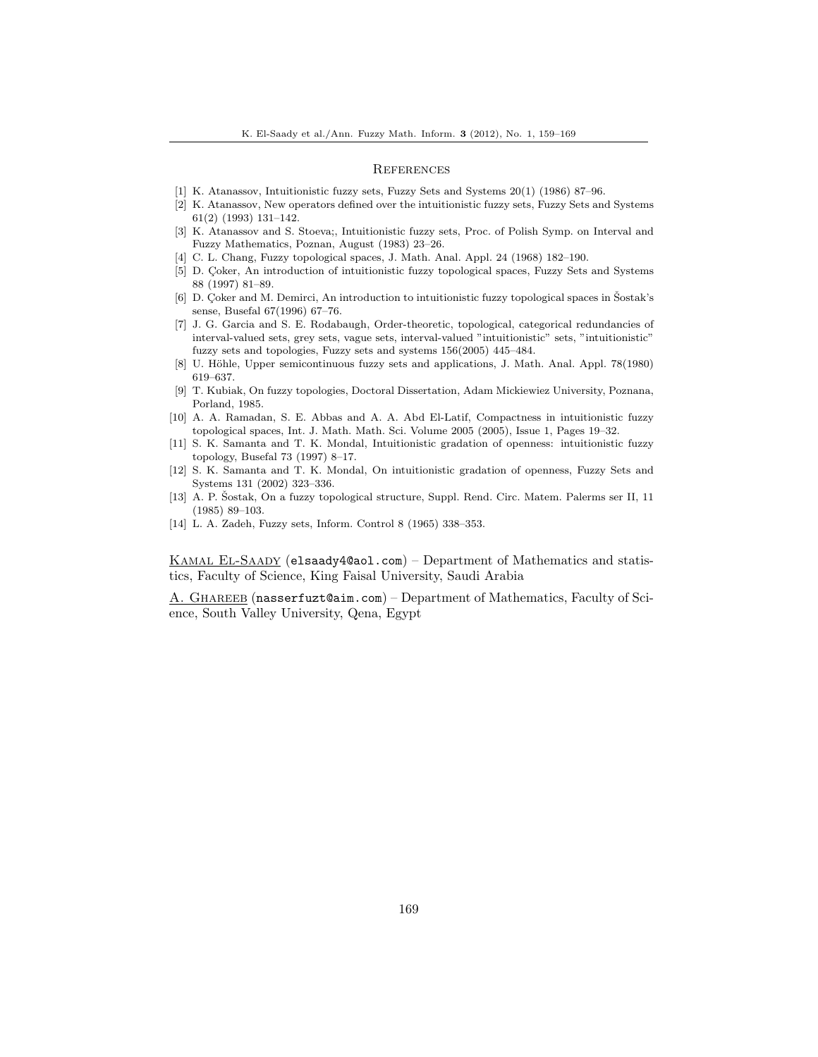## References

[1] K. Atanassov, Intuitionistic fuzzy sets, Fuzzy Sets and Systems 20(1) (1986) 87–96.

[2] K. Atanassov, New operators defined over the intuitionistic fuzzy sets, Fuzzy Sets and Systems 61(2) (1993) 131–142.

[3] K. Atanassov and S. Stoeva;, Intuitionistic fuzzy sets, Proc. of Polish Symp. on Interval and Fuzzy Mathematics, Poznan, August (1983) 23–26.

[4] C. L. Chang, Fuzzy topological spaces, J. Math. Anal. Appl. 24 (1968) 182–190.

[5] D. Çoker, An introduction of intuitionistic fuzzy topological spaces, Fuzzy Sets and Systems 88 (1997) 81–89.

[6] D. Çoker and M. Demirci, An introduction to intuitionistic fuzzy topological spaces in Šostak's sense, Busefal 67(1996) 67–76.

[7] J. G. Garcia and S. E. Rodabaugh, Order-theoretic, topological, categorical redundancies of interval-valued sets, grey sets, vague sets, interval-valued "intuitionistic" sets, "intuitionistic" fuzzy sets and topologies, Fuzzy sets and systems 156(2005) 445–484.

[8] U. Höhle, Upper semicontinuous fuzzy sets and applications, J. Math. Anal. Appl. 78(1980) 619–637.

[9] T. Kubiak, On fuzzy topologies, Doctoral Dissertation, Adam Mickiewiez University, Poznana, Porland, 1985.

[10] A. A. Ramadan, S. E. Abbas and A. A. Abd El-Latif, Compactness in intuitionistic fuzzy topological spaces, Int. J. Math. Math. Sci. Volume 2005 (2005), Issue 1, Pages 19–32.

[11] S. K. Samanta and T. K. Mondal, Intuitionistic gradation of openness: intuitionistic fuzzy topology, Busefal 73 (1997) 8–17.

[12] S. K. Samanta and T. K. Mondal, On intuitionistic gradation of openness, Fuzzy Sets and Systems 131 (2002) 323–336.

[13] A. P. Šostak, On a fuzzy topological structure, Suppl. Rend. Circ. Matem. Palerms ser II, 11 (1985) 89–103.

[14] L. A. Zadeh, Fuzzy sets, Inform. Control 8 (1965) 338–353.

Kamal El-Saady (elsaady4@aol.com) – Department of Mathematics and statistics, Faculty of Science, King Faisal University, Saudi Arabia

A. Ghareeb (nasserfuzt@aim.com) – Department of Mathematics, Faculty of Science, South Valley University, Qena, Egypt